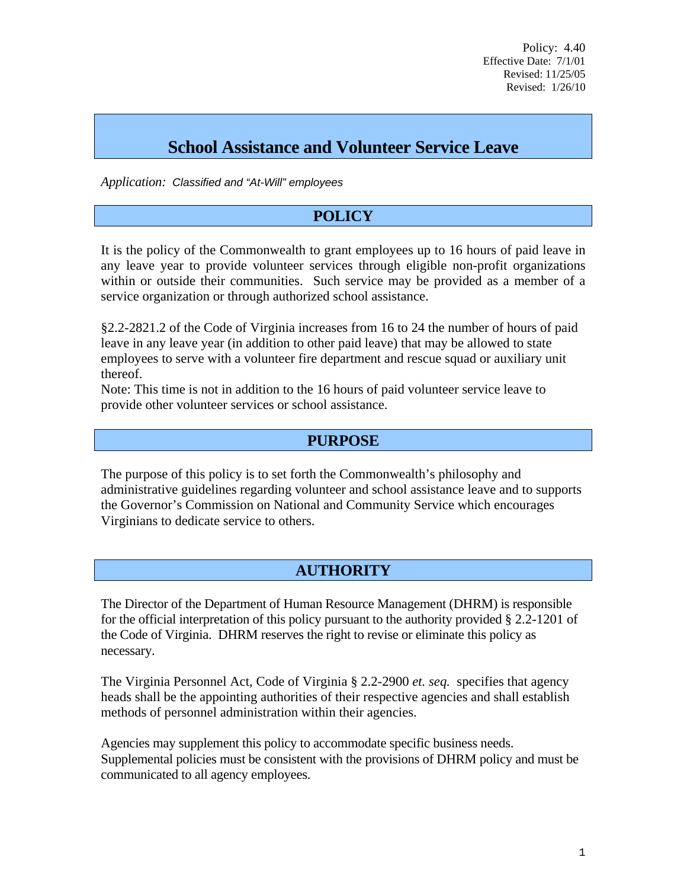Policy: 4.40
Effective Date: 7/1/01
Revised: 11/25/05
Revised: 1/26/10

# School Assistance and Volunteer Service Leave

*Application: Classified and "At-Will" employees*

## POLICY

It is the policy of the Commonwealth to grant employees up to 16 hours of paid leave in any leave year to provide volunteer services through eligible non-profit organizations within or outside their communities. Such service may be provided as a member of a service organization or through authorized school assistance.

§2.2-2821.2 of the Code of Virginia increases from 16 to 24 the number of hours of paid leave in any leave year (in addition to other paid leave) that may be allowed to state employees to serve with a volunteer fire department and rescue squad or auxiliary unit thereof.

Note: This time is not in addition to the 16 hours of paid volunteer service leave to provide other volunteer services or school assistance.

## PURPOSE

The purpose of this policy is to set forth the Commonwealth's philosophy and administrative guidelines regarding volunteer and school assistance leave and to supports the Governor's Commission on National and Community Service which encourages Virginians to dedicate service to others.

## AUTHORITY

The Director of the Department of Human Resource Management (DHRM) is responsible for the official interpretation of this policy pursuant to the authority provided § 2.2-1201 of the Code of Virginia. DHRM reserves the right to revise or eliminate this policy as necessary.

The Virginia Personnel Act, Code of Virginia § 2.2-2900 *et. seq.* specifies that agency heads shall be the appointing authorities of their respective agencies and shall establish methods of personnel administration within their agencies.

Agencies may supplement this policy to accommodate specific business needs. Supplemental policies must be consistent with the provisions of DHRM policy and must be communicated to all agency employees.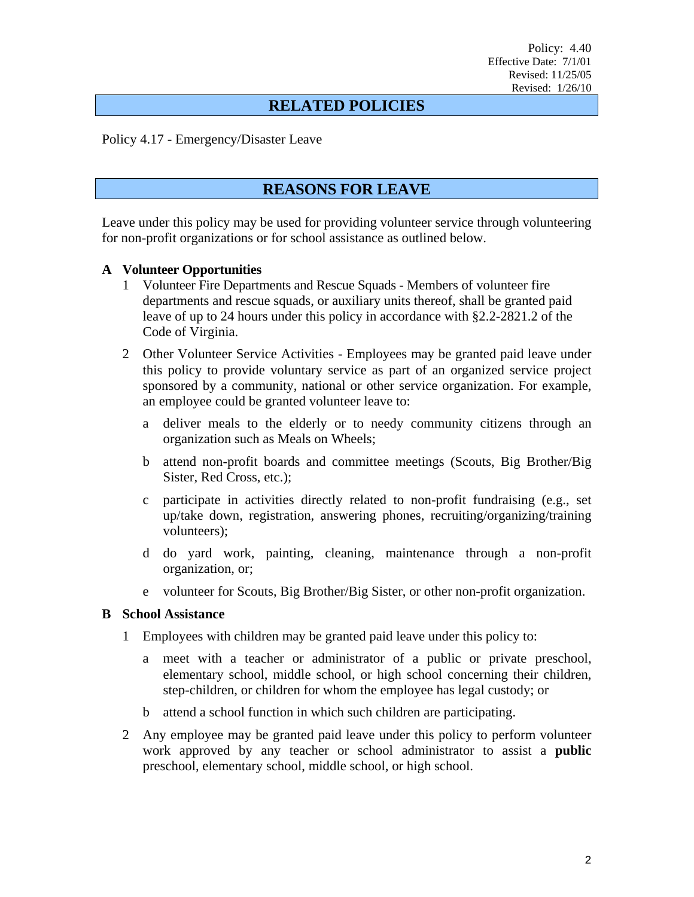Policy: 4.40
Effective Date: 7/1/01
Revised: 11/25/05
Revised: 1/26/10

## RELATED POLICIES

Policy 4.17 - Emergency/Disaster Leave

## REASONS FOR LEAVE

Leave under this policy may be used for providing volunteer service through volunteering for non-profit organizations or for school assistance as outlined below.

**A Volunteer Opportunities**

1. Volunteer Fire Departments and Rescue Squads - Members of volunteer fire departments and rescue squads, or auxiliary units thereof, shall be granted paid leave of up to 24 hours under this policy in accordance with §2.2-2821.2 of the Code of Virginia.

2. Other Volunteer Service Activities - Employees may be granted paid leave under this policy to provide voluntary service as part of an organized service project sponsored by a community, national or other service organization. For example, an employee could be granted volunteer leave to:

   a. deliver meals to the elderly or to needy community citizens through an organization such as Meals on Wheels;

   b. attend non-profit boards and committee meetings (Scouts, Big Brother/Big Sister, Red Cross, etc.);

   c. participate in activities directly related to non-profit fundraising (e.g., set up/take down, registration, answering phones, recruiting/organizing/training volunteers);

   d. do yard work, painting, cleaning, maintenance through a non-profit organization, or;

   e. volunteer for Scouts, Big Brother/Big Sister, or other non-profit organization.

**B School Assistance**

1. Employees with children may be granted paid leave under this policy to:

   a. meet with a teacher or administrator of a public or private preschool, elementary school, middle school, or high school concerning their children, step-children, or children for whom the employee has legal custody; or

   b. attend a school function in which such children are participating.

2. Any employee may be granted paid leave under this policy to perform volunteer work approved by any teacher or school administrator to assist a **public** preschool, elementary school, middle school, or high school.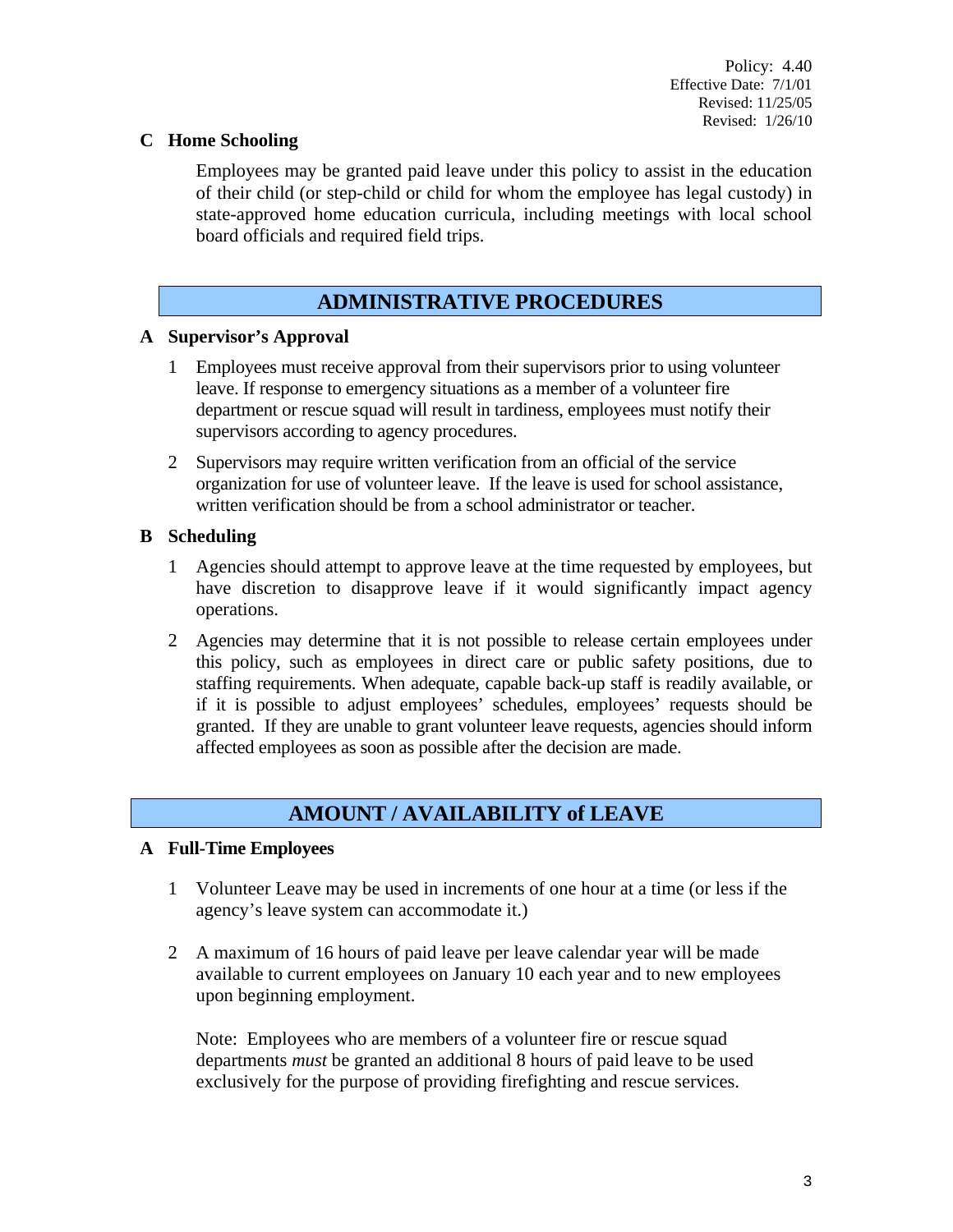Policy: 4.40
Effective Date: 7/1/01
Revised: 11/25/05
Revised: 1/26/10

**C Home Schooling**

Employees may be granted paid leave under this policy to assist in the education of their child (or step-child or child for whom the employee has legal custody) in state-approved home education curricula, including meetings with local school board officials and required field trips.

## ADMINISTRATIVE PROCEDURES

**A Supervisor's Approval**

1. Employees must receive approval from their supervisors prior to using volunteer leave. If response to emergency situations as a member of a volunteer fire department or rescue squad will result in tardiness, employees must notify their supervisors according to agency procedures.

2. Supervisors may require written verification from an official of the service organization for use of volunteer leave. If the leave is used for school assistance, written verification should be from a school administrator or teacher.

**B Scheduling**

1. Agencies should attempt to approve leave at the time requested by employees, but have discretion to disapprove leave if it would significantly impact agency operations.

2. Agencies may determine that it is not possible to release certain employees under this policy, such as employees in direct care or public safety positions, due to staffing requirements. When adequate, capable back-up staff is readily available, or if it is possible to adjust employees' schedules, employees' requests should be granted. If they are unable to grant volunteer leave requests, agencies should inform affected employees as soon as possible after the decision are made.

## AMOUNT / AVAILABILITY of LEAVE

**A Full-Time Employees**

1. Volunteer Leave may be used in increments of one hour at a time (or less if the agency's leave system can accommodate it.)

2. A maximum of 16 hours of paid leave per leave calendar year will be made available to current employees on January 10 each year and to new employees upon beginning employment.

   Note: Employees who are members of a volunteer fire or rescue squad departments *must* be granted an additional 8 hours of paid leave to be used exclusively for the purpose of providing firefighting and rescue services.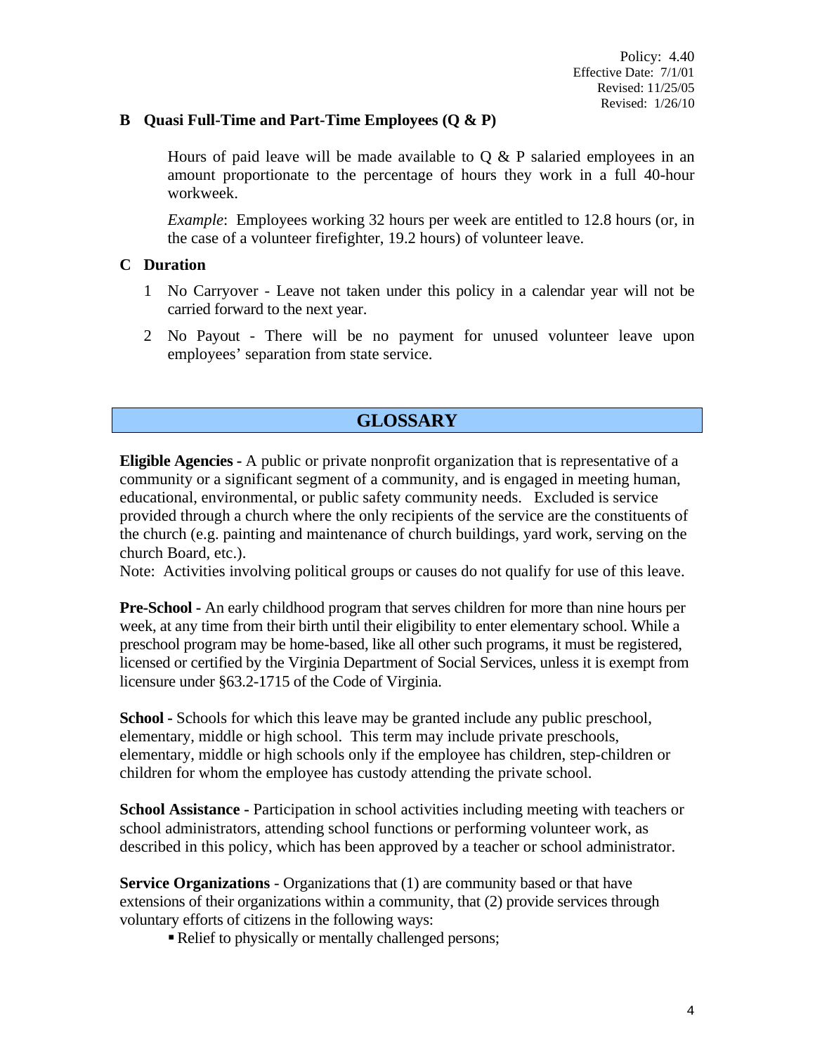### B Quasi Full-Time and Part-Time Employees (Q & P)

Hours of paid leave will be made available to Q & P salaried employees in an amount proportionate to the percentage of hours they work in a full 40-hour workweek.

*Example*: Employees working 32 hours per week are entitled to 12.8 hours (or, in the case of a volunteer firefighter, 19.2 hours) of volunteer leave.

### C Duration

1. No Carryover - Leave not taken under this policy in a calendar year will not be carried forward to the next year.
2. No Payout - There will be no payment for unused volunteer leave upon employees' separation from state service.

## GLOSSARY

**Eligible Agencies -** A public or private nonprofit organization that is representative of a community or a significant segment of a community, and is engaged in meeting human, educational, environmental, or public safety community needs. Excluded is service provided through a church where the only recipients of the service are the constituents of the church (e.g. painting and maintenance of church buildings, yard work, serving on the church Board, etc.).
Note: Activities involving political groups or causes do not qualify for use of this leave.

**Pre-School -** An early childhood program that serves children for more than nine hours per week, at any time from their birth until their eligibility to enter elementary school. While a preschool program may be home-based, like all other such programs, it must be registered, licensed or certified by the Virginia Department of Social Services, unless it is exempt from licensure under §63.2-1715 of the Code of Virginia.

**School -** Schools for which this leave may be granted include any public preschool, elementary, middle or high school. This term may include private preschools, elementary, middle or high schools only if the employee has children, step-children or children for whom the employee has custody attending the private school.

**School Assistance -** Participation in school activities including meeting with teachers or school administrators, attending school functions or performing volunteer work, as described in this policy, which has been approved by a teacher or school administrator.

**Service Organizations** - Organizations that (1) are community based or that have extensions of their organizations within a community, that (2) provide services through voluntary efforts of citizens in the following ways:

- Relief to physically or mentally challenged persons;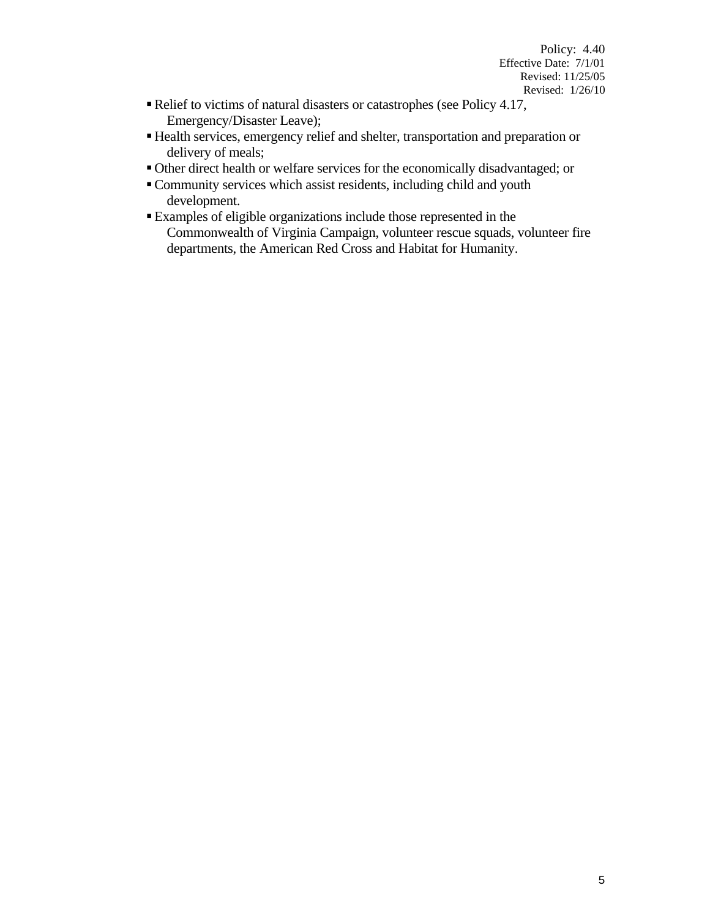- Relief to victims of natural disasters or catastrophes (see Policy 4.17, Emergency/Disaster Leave);
- Health services, emergency relief and shelter, transportation and preparation or delivery of meals;
- Other direct health or welfare services for the economically disadvantaged; or
- Community services which assist residents, including child and youth development.
- Examples of eligible organizations include those represented in the Commonwealth of Virginia Campaign, volunteer rescue squads, volunteer fire departments, the American Red Cross and Habitat for Humanity.